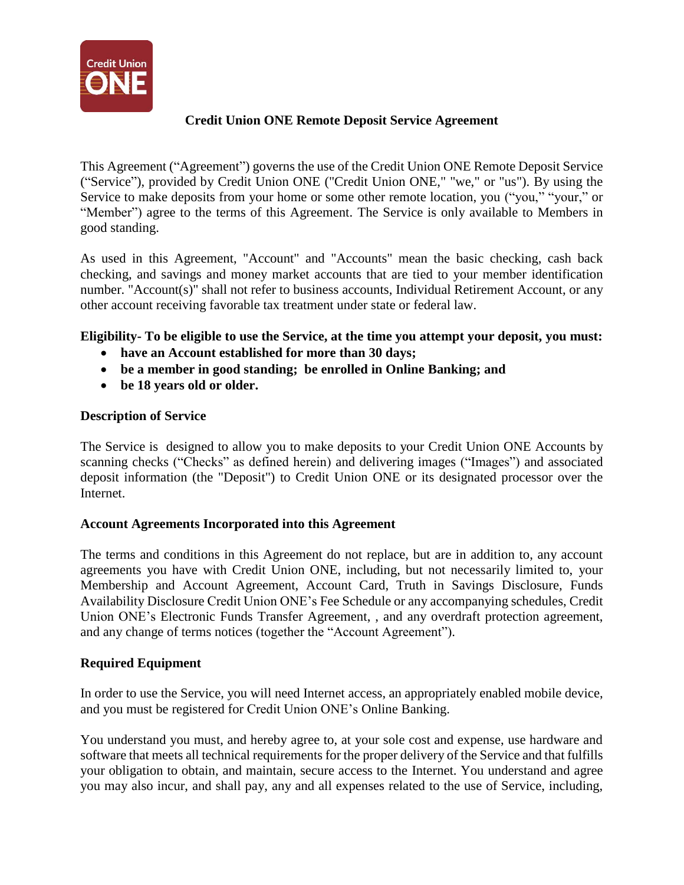# Credit Union ONE Remote Deposit Service Agreement

This Agreement ("Agreement") governs the use of the Credit Union ONE Remote Deposit Service ("Service"), provided by Credit Union ONE ("Credit Union ONE," "we," or "us"). By using the Service to make deposits from your home or some other remote location, you ("you," "your," or "Member") agree to the terms of this Agreement. The Service is only available to Members in good standing.

As used in this Agreement, "Account" and "Accounts" mean the basic checking, cash back checking, and savings and money market accounts that are tied to your member identification number. "Account(s)" shall not refer to business accounts, Individual Retirement Account, or any other account receiving favorable tax treatment under state or federal law.

**Eligibility- To be eligible to use the Service, at the time you attempt your deposit, you must:**

- **have an Account established for more than 30 days;**
- **be a member in good standing; be enrolled in Online Banking; and**
- **be 18 years old or older.**

**Description of Service**

The Service is designed to allow you to make deposits to your Credit Union ONE Accounts by scanning checks ("Checks" as defined herein) and delivering images ("Images") and associated deposit information (the "Deposit") to Credit Union ONE or its designated processor over the Internet.

**Account Agreements Incorporated into this Agreement**

The terms and conditions in this Agreement do not replace, but are in addition to, any account agreements you have with Credit Union ONE, including, but not necessarily limited to, your Membership and Account Agreement, Account Card, Truth in Savings Disclosure, Funds Availability Disclosure Credit Union ONE's Fee Schedule or any accompanying schedules, Credit Union ONE's Electronic Funds Transfer Agreement, , and any overdraft protection agreement, and any change of terms notices (together the "Account Agreement").

**Required Equipment**

In order to use the Service, you will need Internet access, an appropriately enabled mobile device, and you must be registered for Credit Union ONE's Online Banking.

You understand you must, and hereby agree to, at your sole cost and expense, use hardware and software that meets all technical requirements for the proper delivery of the Service and that fulfills your obligation to obtain, and maintain, secure access to the Internet. You understand and agree you may also incur, and shall pay, any and all expenses related to the use of Service, including,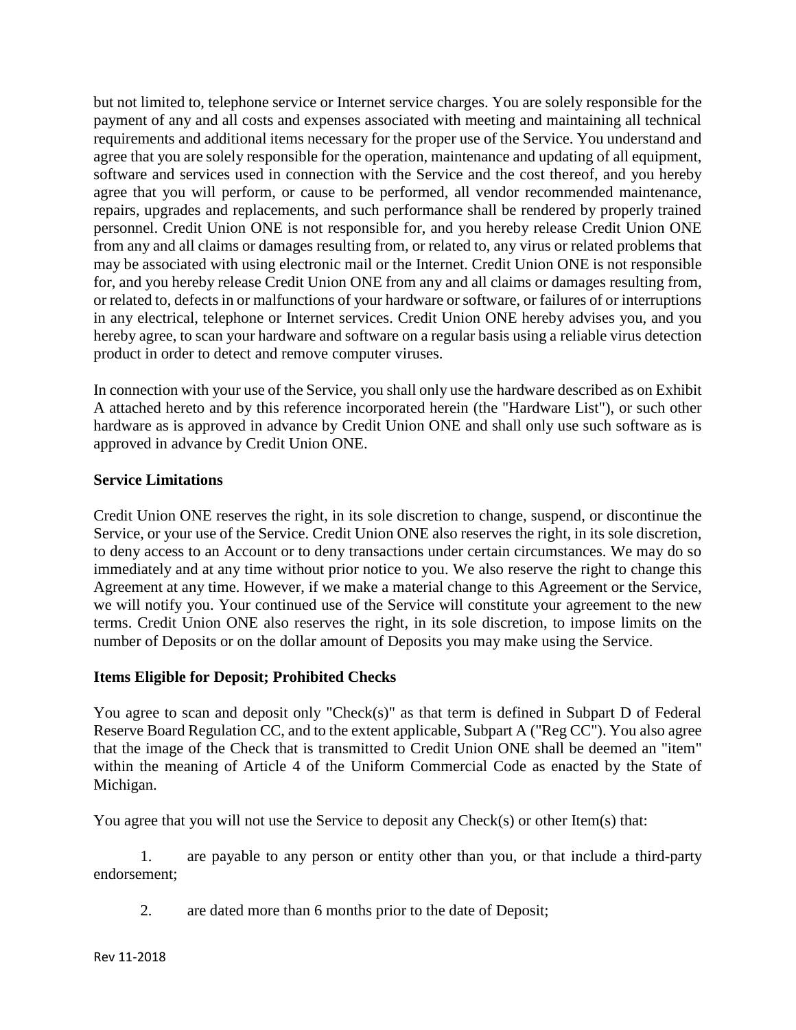but not limited to, telephone service or Internet service charges. You are solely responsible for the payment of any and all costs and expenses associated with meeting and maintaining all technical requirements and additional items necessary for the proper use of the Service. You understand and agree that you are solely responsible for the operation, maintenance and updating of all equipment, software and services used in connection with the Service and the cost thereof, and you hereby agree that you will perform, or cause to be performed, all vendor recommended maintenance, repairs, upgrades and replacements, and such performance shall be rendered by properly trained personnel. Credit Union ONE is not responsible for, and you hereby release Credit Union ONE from any and all claims or damages resulting from, or related to, any virus or related problems that may be associated with using electronic mail or the Internet. Credit Union ONE is not responsible for, and you hereby release Credit Union ONE from any and all claims or damages resulting from, or related to, defects in or malfunctions of your hardware or software, or failures of or interruptions in any electrical, telephone or Internet services. Credit Union ONE hereby advises you, and you hereby agree, to scan your hardware and software on a regular basis using a reliable virus detection product in order to detect and remove computer viruses.

In connection with your use of the Service, you shall only use the hardware described as on Exhibit A attached hereto and by this reference incorporated herein (the "Hardware List"), or such other hardware as is approved in advance by Credit Union ONE and shall only use such software as is approved in advance by Credit Union ONE.

**Service Limitations**

Credit Union ONE reserves the right, in its sole discretion to change, suspend, or discontinue the Service, or your use of the Service. Credit Union ONE also reserves the right, in its sole discretion, to deny access to an Account or to deny transactions under certain circumstances. We may do so immediately and at any time without prior notice to you. We also reserve the right to change this Agreement at any time. However, if we make a material change to this Agreement or the Service, we will notify you. Your continued use of the Service will constitute your agreement to the new terms. Credit Union ONE also reserves the right, in its sole discretion, to impose limits on the number of Deposits or on the dollar amount of Deposits you may make using the Service.

**Items Eligible for Deposit; Prohibited Checks**

You agree to scan and deposit only "Check(s)" as that term is defined in Subpart D of Federal Reserve Board Regulation CC, and to the extent applicable, Subpart A ("Reg CC"). You also agree that the image of the Check that is transmitted to Credit Union ONE shall be deemed an "item" within the meaning of Article 4 of the Uniform Commercial Code as enacted by the State of Michigan.

You agree that you will not use the Service to deposit any Check(s) or other Item(s) that:

1. are payable to any person or entity other than you, or that include a third-party endorsement;

2. are dated more than 6 months prior to the date of Deposit;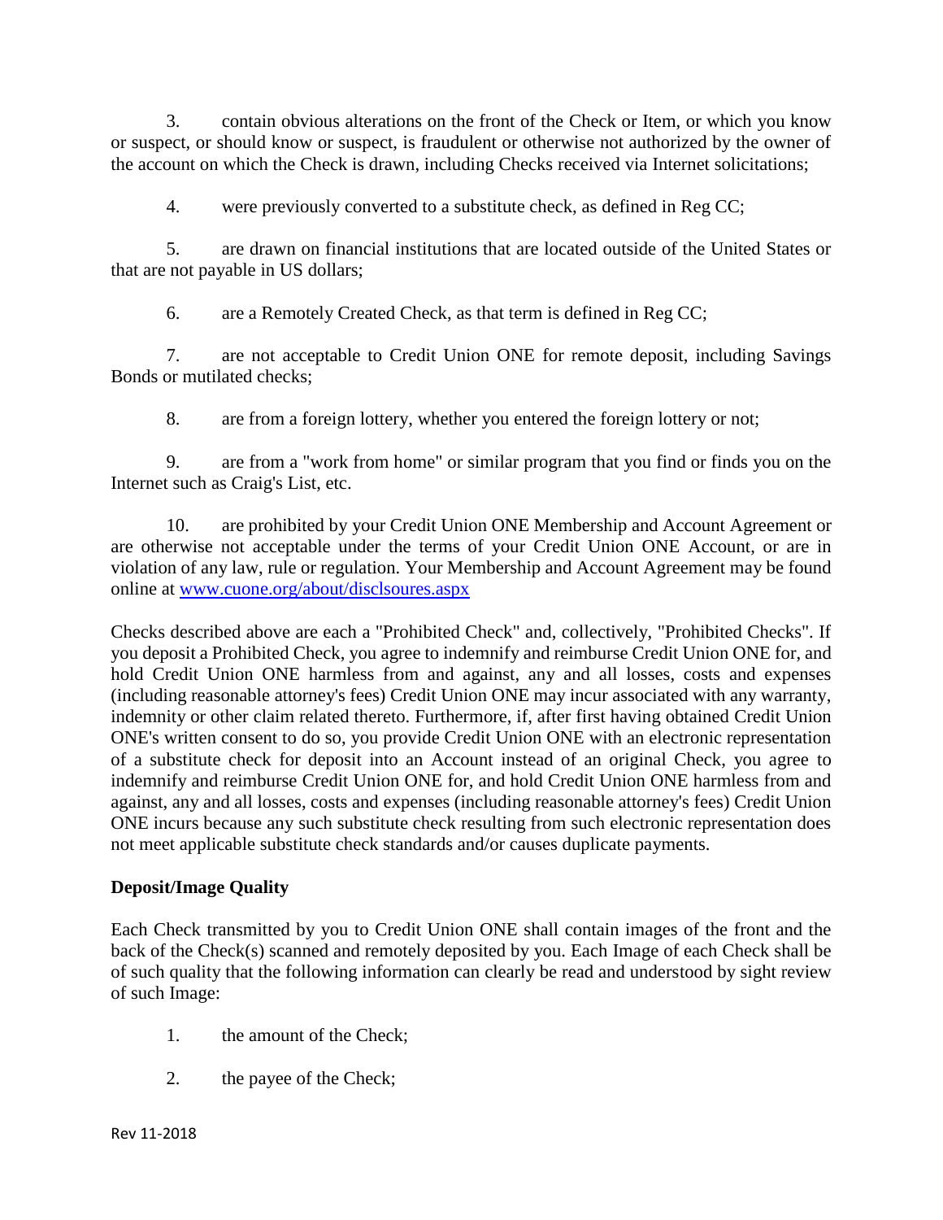3. contain obvious alterations on the front of the Check or Item, or which you know or suspect, or should know or suspect, is fraudulent or otherwise not authorized by the owner of the account on which the Check is drawn, including Checks received via Internet solicitations;

4. were previously converted to a substitute check, as defined in Reg CC;

5. are drawn on financial institutions that are located outside of the United States or that are not payable in US dollars;

6. are a Remotely Created Check, as that term is defined in Reg CC;

7. are not acceptable to Credit Union ONE for remote deposit, including Savings Bonds or mutilated checks;

8. are from a foreign lottery, whether you entered the foreign lottery or not;

9. are from a "work from home" or similar program that you find or finds you on the Internet such as Craig's List, etc.

10. are prohibited by your Credit Union ONE Membership and Account Agreement or are otherwise not acceptable under the terms of your Credit Union ONE Account, or are in violation of any law, rule or regulation. Your Membership and Account Agreement may be found online at [www.cuone.org/about/disclsoures.aspx](www.cuone.org/about/disclsoures.aspx)

Checks described above are each a "Prohibited Check" and, collectively, "Prohibited Checks". If you deposit a Prohibited Check, you agree to indemnify and reimburse Credit Union ONE for, and hold Credit Union ONE harmless from and against, any and all losses, costs and expenses (including reasonable attorney's fees) Credit Union ONE may incur associated with any warranty, indemnity or other claim related thereto. Furthermore, if, after first having obtained Credit Union ONE's written consent to do so, you provide Credit Union ONE with an electronic representation of a substitute check for deposit into an Account instead of an original Check, you agree to indemnify and reimburse Credit Union ONE for, and hold Credit Union ONE harmless from and against, any and all losses, costs and expenses (including reasonable attorney's fees) Credit Union ONE incurs because any such substitute check resulting from such electronic representation does not meet applicable substitute check standards and/or causes duplicate payments.

**Deposit/Image Quality**

Each Check transmitted by you to Credit Union ONE shall contain images of the front and the back of the Check(s) scanned and remotely deposited by you. Each Image of each Check shall be of such quality that the following information can clearly be read and understood by sight review of such Image:

1. the amount of the Check;

2. the payee of the Check;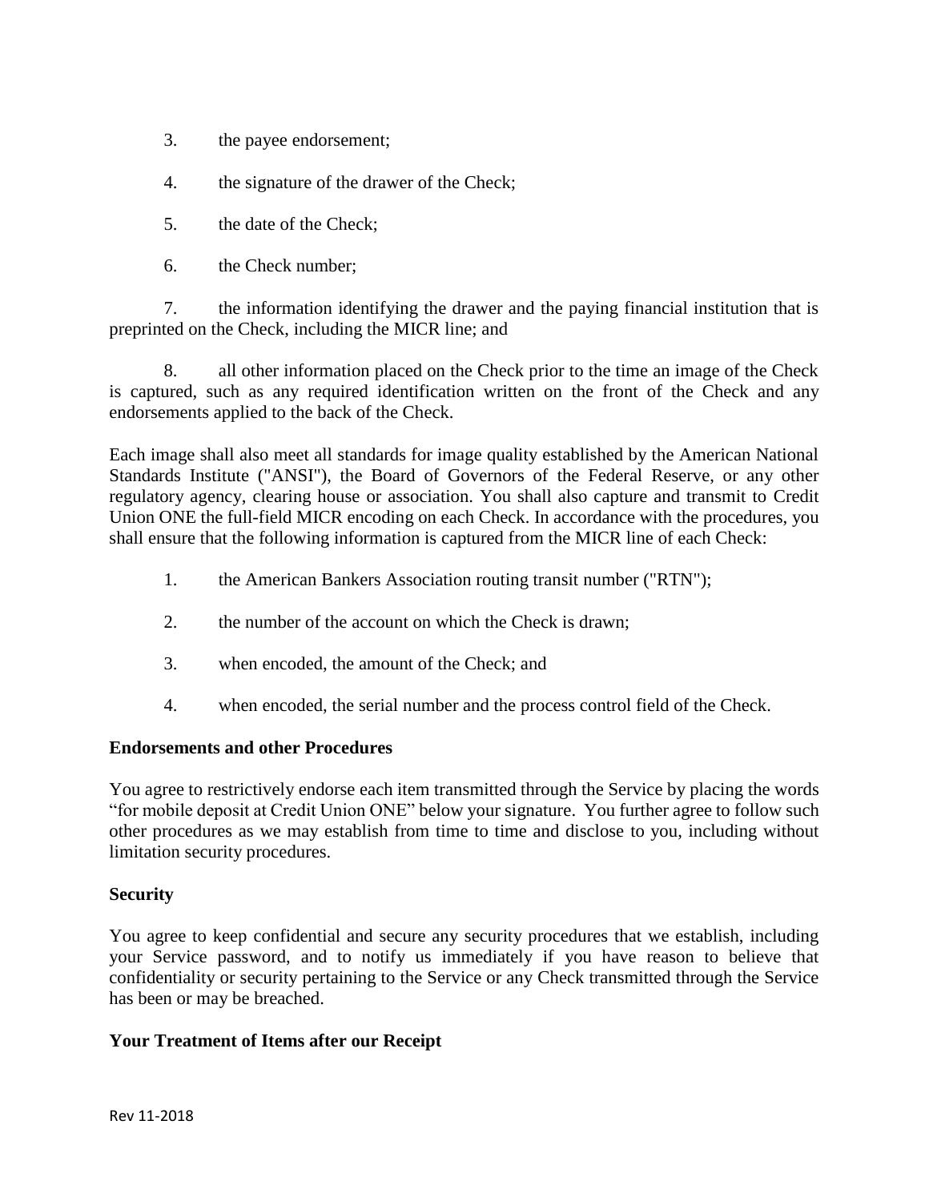3. the payee endorsement;

4. the signature of the drawer of the Check;

5. the date of the Check;

6. the Check number;

7. the information identifying the drawer and the paying financial institution that is preprinted on the Check, including the MICR line; and

8. all other information placed on the Check prior to the time an image of the Check is captured, such as any required identification written on the front of the Check and any endorsements applied to the back of the Check.

Each image shall also meet all standards for image quality established by the American National Standards Institute ("ANSI"), the Board of Governors of the Federal Reserve, or any other regulatory agency, clearing house or association. You shall also capture and transmit to Credit Union ONE the full-field MICR encoding on each Check. In accordance with the procedures, you shall ensure that the following information is captured from the MICR line of each Check:

1. the American Bankers Association routing transit number ("RTN");

2. the number of the account on which the Check is drawn;

3. when encoded, the amount of the Check; and

4. when encoded, the serial number and the process control field of the Check.

**Endorsements and other Procedures**

You agree to restrictively endorse each item transmitted through the Service by placing the words "for mobile deposit at Credit Union ONE" below your signature. You further agree to follow such other procedures as we may establish from time to time and disclose to you, including without limitation security procedures.

**Security**

You agree to keep confidential and secure any security procedures that we establish, including your Service password, and to notify us immediately if you have reason to believe that confidentiality or security pertaining to the Service or any Check transmitted through the Service has been or may be breached.

**Your Treatment of Items after our Receipt**

Rev 11-2018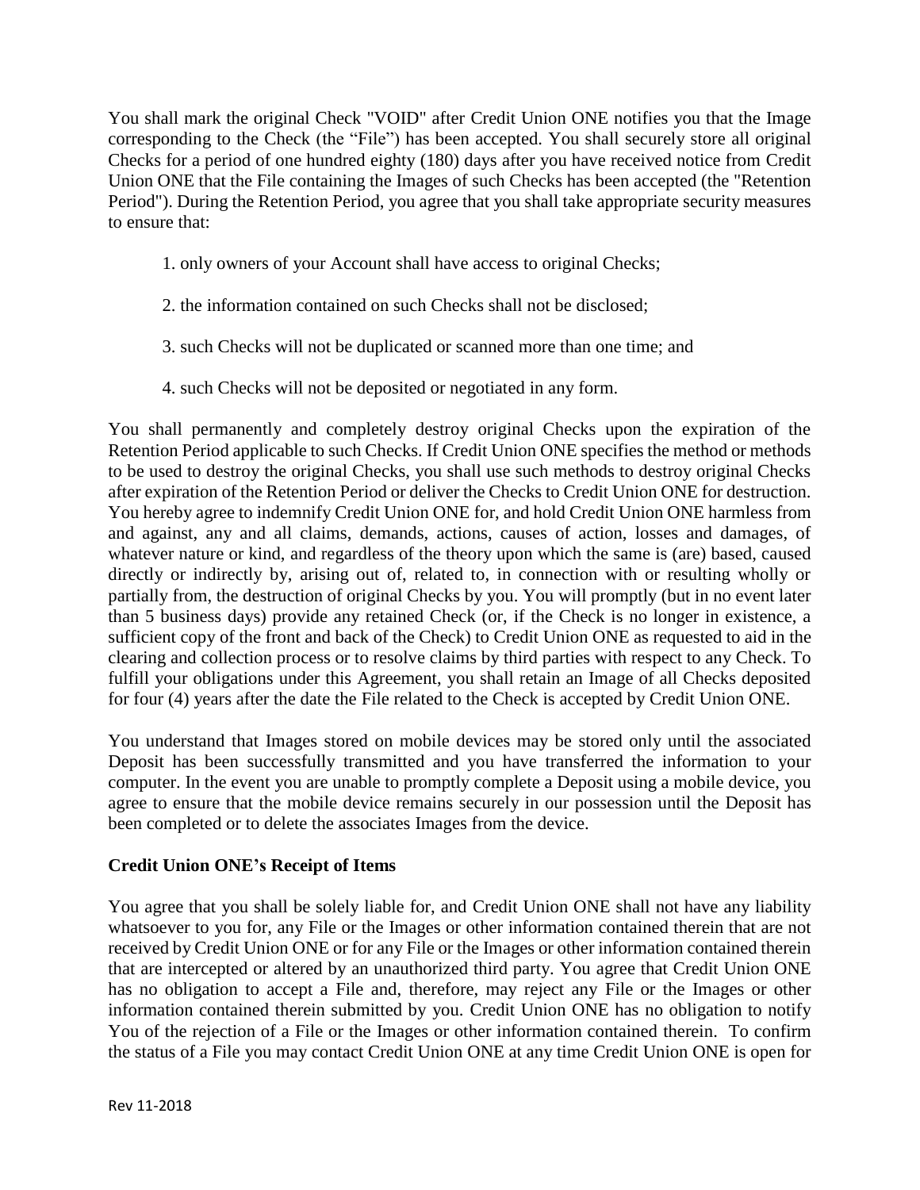You shall mark the original Check "VOID" after Credit Union ONE notifies you that the Image corresponding to the Check (the "File") has been accepted. You shall securely store all original Checks for a period of one hundred eighty (180) days after you have received notice from Credit Union ONE that the File containing the Images of such Checks has been accepted (the "Retention Period"). During the Retention Period, you agree that you shall take appropriate security measures to ensure that:

1. only owners of your Account shall have access to original Checks;
2. the information contained on such Checks shall not be disclosed;
3. such Checks will not be duplicated or scanned more than one time; and
4. such Checks will not be deposited or negotiated in any form.

You shall permanently and completely destroy original Checks upon the expiration of the Retention Period applicable to such Checks. If Credit Union ONE specifies the method or methods to be used to destroy the original Checks, you shall use such methods to destroy original Checks after expiration of the Retention Period or deliver the Checks to Credit Union ONE for destruction. You hereby agree to indemnify Credit Union ONE for, and hold Credit Union ONE harmless from and against, any and all claims, demands, actions, causes of action, losses and damages, of whatever nature or kind, and regardless of the theory upon which the same is (are) based, caused directly or indirectly by, arising out of, related to, in connection with or resulting wholly or partially from, the destruction of original Checks by you. You will promptly (but in no event later than 5 business days) provide any retained Check (or, if the Check is no longer in existence, a sufficient copy of the front and back of the Check) to Credit Union ONE as requested to aid in the clearing and collection process or to resolve claims by third parties with respect to any Check. To fulfill your obligations under this Agreement, you shall retain an Image of all Checks deposited for four (4) years after the date the File related to the Check is accepted by Credit Union ONE.

You understand that Images stored on mobile devices may be stored only until the associated Deposit has been successfully transmitted and you have transferred the information to your computer. In the event you are unable to promptly complete a Deposit using a mobile device, you agree to ensure that the mobile device remains securely in our possession until the Deposit has been completed or to delete the associates Images from the device.

**Credit Union ONE's Receipt of Items**

You agree that you shall be solely liable for, and Credit Union ONE shall not have any liability whatsoever to you for, any File or the Images or other information contained therein that are not received by Credit Union ONE or for any File or the Images or other information contained therein that are intercepted or altered by an unauthorized third party. You agree that Credit Union ONE has no obligation to accept a File and, therefore, may reject any File or the Images or other information contained therein submitted by you. Credit Union ONE has no obligation to notify You of the rejection of a File or the Images or other information contained therein. To confirm the status of a File you may contact Credit Union ONE at any time Credit Union ONE is open for

Rev 11-2018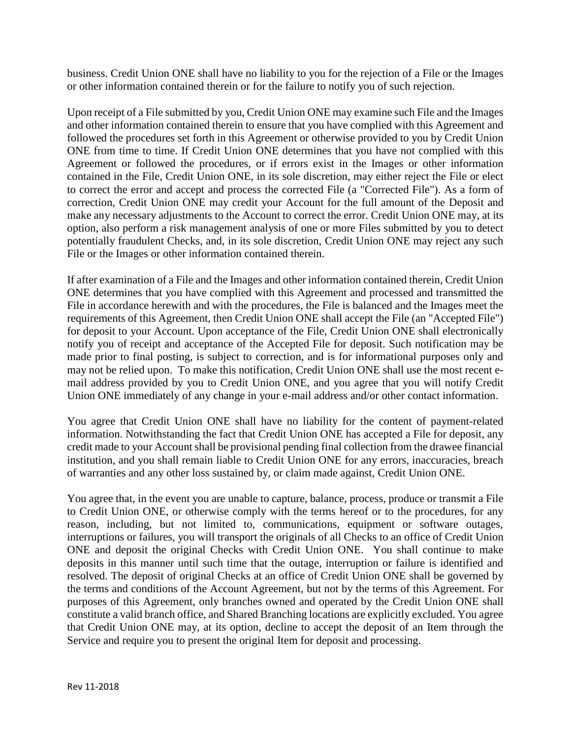business. Credit Union ONE shall have no liability to you for the rejection of a File or the Images or other information contained therein or for the failure to notify you of such rejection.

Upon receipt of a File submitted by you, Credit Union ONE may examine such File and the Images and other information contained therein to ensure that you have complied with this Agreement and followed the procedures set forth in this Agreement or otherwise provided to you by Credit Union ONE from time to time. If Credit Union ONE determines that you have not complied with this Agreement or followed the procedures, or if errors exist in the Images or other information contained in the File, Credit Union ONE, in its sole discretion, may either reject the File or elect to correct the error and accept and process the corrected File (a "Corrected File"). As a form of correction, Credit Union ONE may credit your Account for the full amount of the Deposit and make any necessary adjustments to the Account to correct the error. Credit Union ONE may, at its option, also perform a risk management analysis of one or more Files submitted by you to detect potentially fraudulent Checks, and, in its sole discretion, Credit Union ONE may reject any such File or the Images or other information contained therein.

If after examination of a File and the Images and other information contained therein, Credit Union ONE determines that you have complied with this Agreement and processed and transmitted the File in accordance herewith and with the procedures, the File is balanced and the Images meet the requirements of this Agreement, then Credit Union ONE shall accept the File (an "Accepted File") for deposit to your Account. Upon acceptance of the File, Credit Union ONE shall electronically notify you of receipt and acceptance of the Accepted File for deposit. Such notification may be made prior to final posting, is subject to correction, and is for informational purposes only and may not be relied upon. To make this notification, Credit Union ONE shall use the most recent e-mail address provided by you to Credit Union ONE, and you agree that you will notify Credit Union ONE immediately of any change in your e-mail address and/or other contact information.

You agree that Credit Union ONE shall have no liability for the content of payment-related information. Notwithstanding the fact that Credit Union ONE has accepted a File for deposit, any credit made to your Account shall be provisional pending final collection from the drawee financial institution, and you shall remain liable to Credit Union ONE for any errors, inaccuracies, breach of warranties and any other loss sustained by, or claim made against, Credit Union ONE.

You agree that, in the event you are unable to capture, balance, process, produce or transmit a File to Credit Union ONE, or otherwise comply with the terms hereof or to the procedures, for any reason, including, but not limited to, communications, equipment or software outages, interruptions or failures, you will transport the originals of all Checks to an office of Credit Union ONE and deposit the original Checks with Credit Union ONE. You shall continue to make deposits in this manner until such time that the outage, interruption or failure is identified and resolved. The deposit of original Checks at an office of Credit Union ONE shall be governed by the terms and conditions of the Account Agreement, but not by the terms of this Agreement. For purposes of this Agreement, only branches owned and operated by the Credit Union ONE shall constitute a valid branch office, and Shared Branching locations are explicitly excluded. You agree that Credit Union ONE may, at its option, decline to accept the deposit of an Item through the Service and require you to present the original Item for deposit and processing.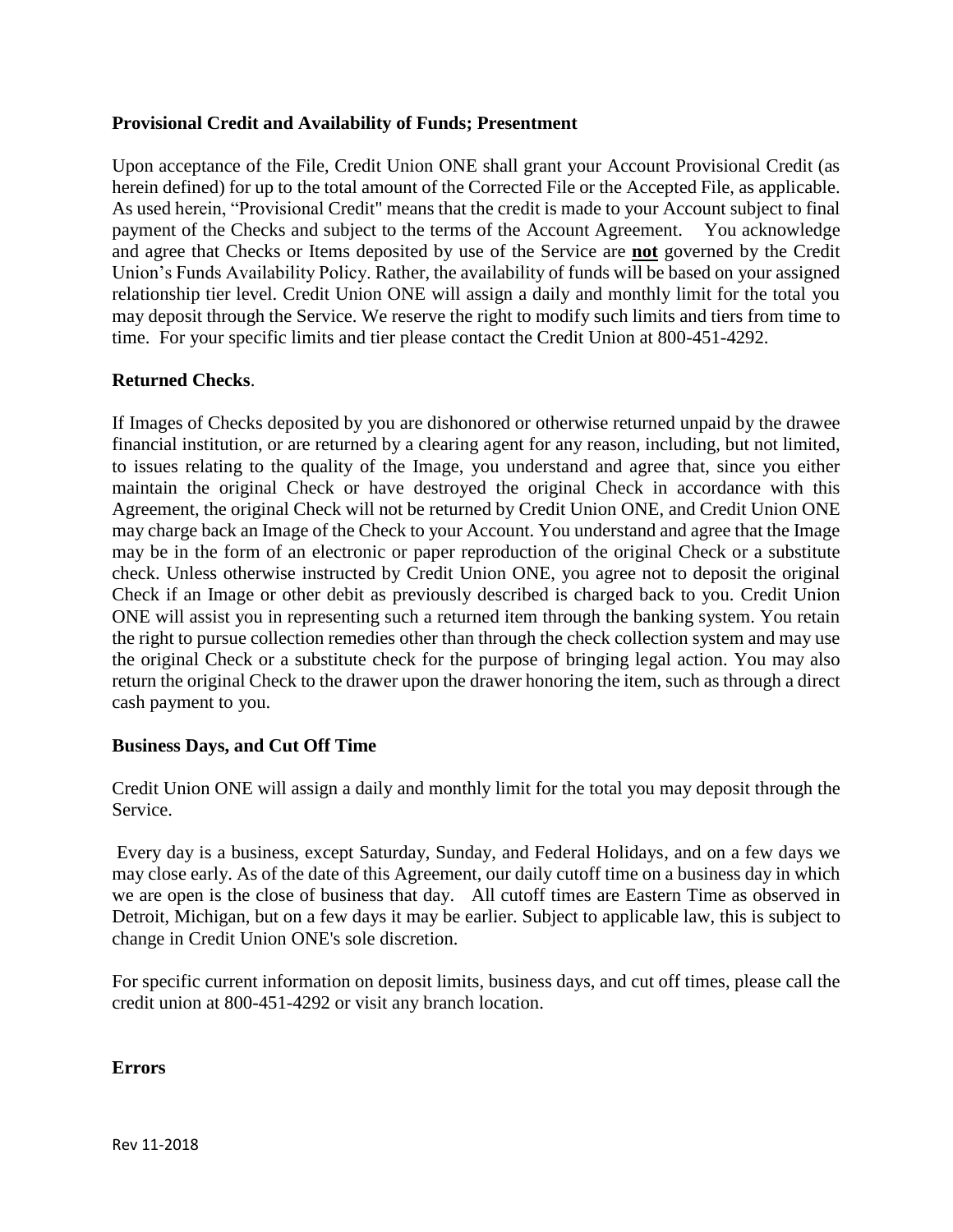**Provisional Credit and Availability of Funds; Presentment**

Upon acceptance of the File, Credit Union ONE shall grant your Account Provisional Credit (as herein defined) for up to the total amount of the Corrected File or the Accepted File, as applicable. As used herein, "Provisional Credit" means that the credit is made to your Account subject to final payment of the Checks and subject to the terms of the Account Agreement. You acknowledge and agree that Checks or Items deposited by use of the Service are **not** governed by the Credit Union's Funds Availability Policy. Rather, the availability of funds will be based on your assigned relationship tier level. Credit Union ONE will assign a daily and monthly limit for the total you may deposit through the Service. We reserve the right to modify such limits and tiers from time to time. For your specific limits and tier please contact the Credit Union at 800-451-4292.

**Returned Checks**.

If Images of Checks deposited by you are dishonored or otherwise returned unpaid by the drawee financial institution, or are returned by a clearing agent for any reason, including, but not limited, to issues relating to the quality of the Image, you understand and agree that, since you either maintain the original Check or have destroyed the original Check in accordance with this Agreement, the original Check will not be returned by Credit Union ONE, and Credit Union ONE may charge back an Image of the Check to your Account. You understand and agree that the Image may be in the form of an electronic or paper reproduction of the original Check or a substitute check. Unless otherwise instructed by Credit Union ONE, you agree not to deposit the original Check if an Image or other debit as previously described is charged back to you. Credit Union ONE will assist you in representing such a returned item through the banking system. You retain the right to pursue collection remedies other than through the check collection system and may use the original Check or a substitute check for the purpose of bringing legal action. You may also return the original Check to the drawer upon the drawer honoring the item, such as through a direct cash payment to you.

**Business Days, and Cut Off Time**

Credit Union ONE will assign a daily and monthly limit for the total you may deposit through the Service.

Every day is a business, except Saturday, Sunday, and Federal Holidays, and on a few days we may close early. As of the date of this Agreement, our daily cutoff time on a business day in which we are open is the close of business that day. All cutoff times are Eastern Time as observed in Detroit, Michigan, but on a few days it may be earlier. Subject to applicable law, this is subject to change in Credit Union ONE's sole discretion.

For specific current information on deposit limits, business days, and cut off times, please call the credit union at 800-451-4292 or visit any branch location.

**Errors**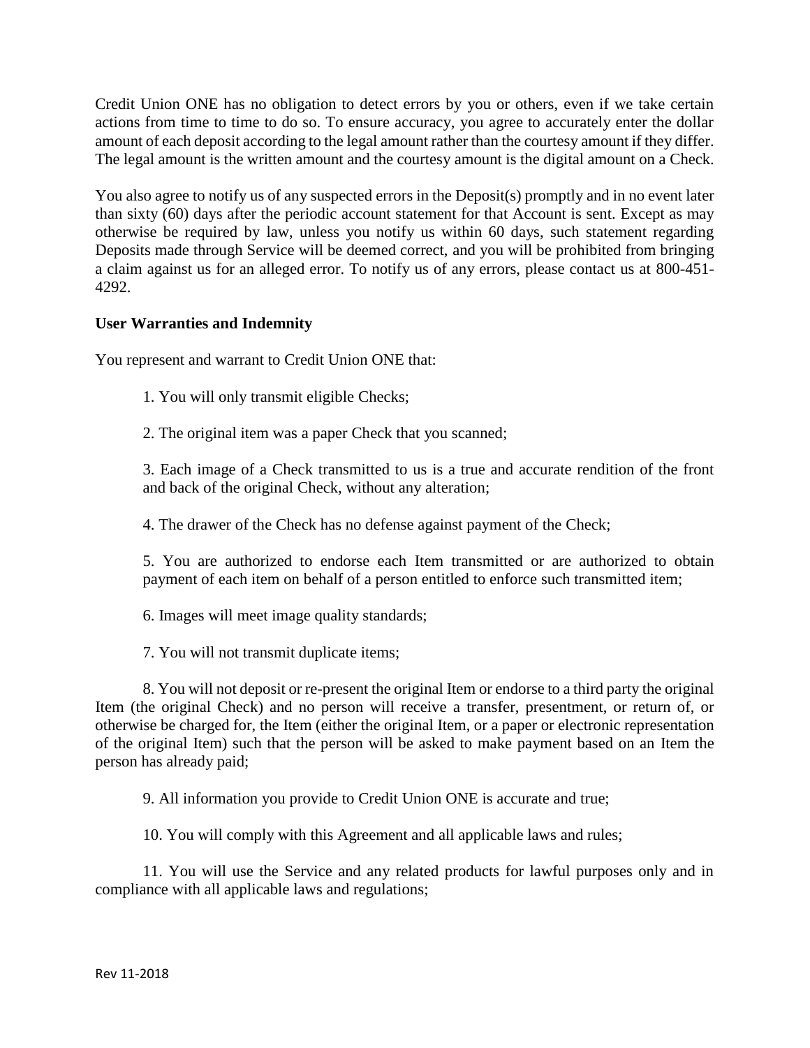Credit Union ONE has no obligation to detect errors by you or others, even if we take certain actions from time to time to do so. To ensure accuracy, you agree to accurately enter the dollar amount of each deposit according to the legal amount rather than the courtesy amount if they differ. The legal amount is the written amount and the courtesy amount is the digital amount on a Check.

You also agree to notify us of any suspected errors in the Deposit(s) promptly and in no event later than sixty (60) days after the periodic account statement for that Account is sent. Except as may otherwise be required by law, unless you notify us within 60 days, such statement regarding Deposits made through Service will be deemed correct, and you will be prohibited from bringing a claim against us for an alleged error. To notify us of any errors, please contact us at 800-451-4292.

**User Warranties and Indemnity**

You represent and warrant to Credit Union ONE that:

1. You will only transmit eligible Checks;

2. The original item was a paper Check that you scanned;

3. Each image of a Check transmitted to us is a true and accurate rendition of the front and back of the original Check, without any alteration;

4. The drawer of the Check has no defense against payment of the Check;

5. You are authorized to endorse each Item transmitted or are authorized to obtain payment of each item on behalf of a person entitled to enforce such transmitted item;

6. Images will meet image quality standards;

7. You will not transmit duplicate items;

8. You will not deposit or re-present the original Item or endorse to a third party the original Item (the original Check) and no person will receive a transfer, presentment, or return of, or otherwise be charged for, the Item (either the original Item, or a paper or electronic representation of the original Item) such that the person will be asked to make payment based on an Item the person has already paid;

9. All information you provide to Credit Union ONE is accurate and true;

10. You will comply with this Agreement and all applicable laws and rules;

11. You will use the Service and any related products for lawful purposes only and in compliance with all applicable laws and regulations;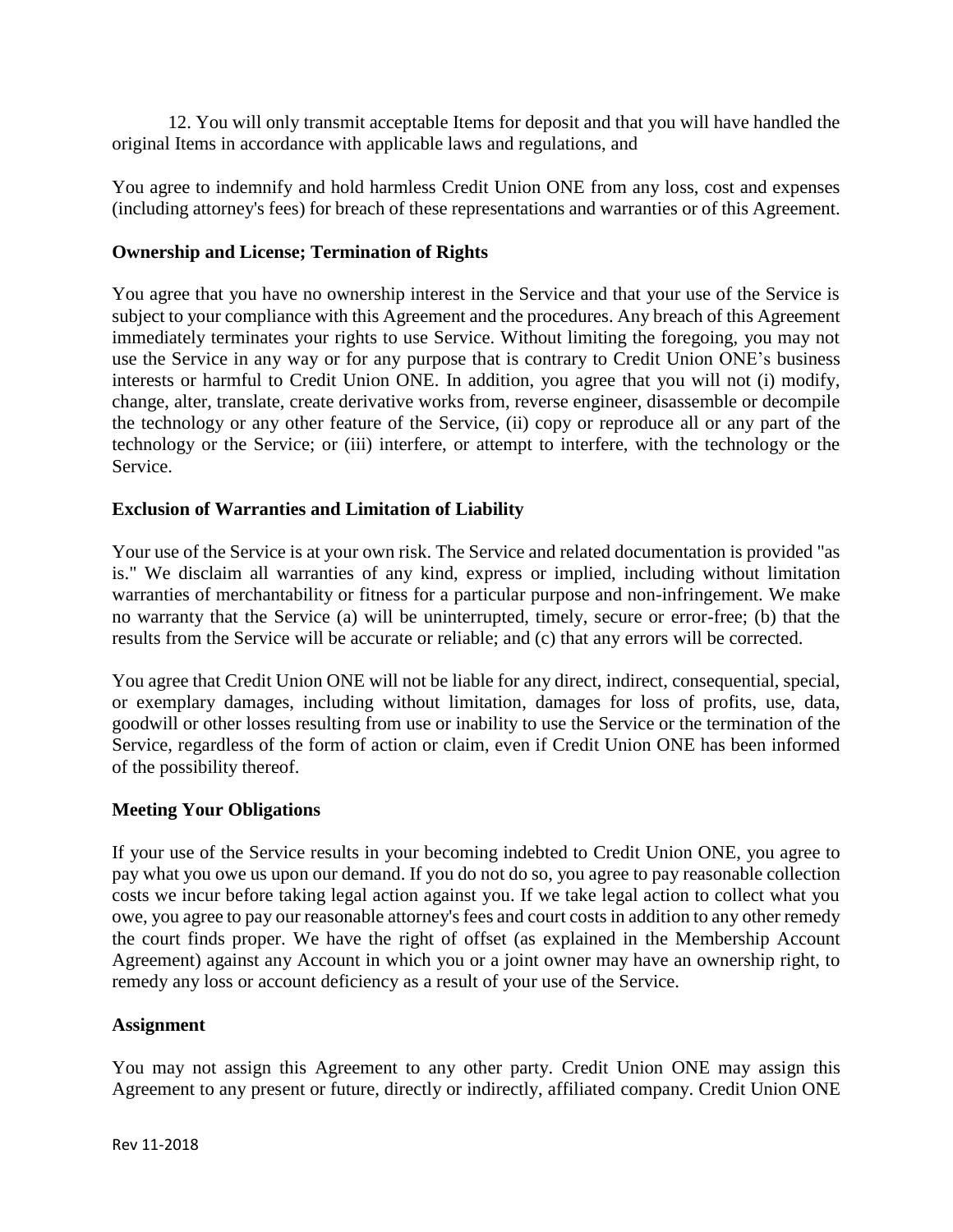12. You will only transmit acceptable Items for deposit and that you will have handled the original Items in accordance with applicable laws and regulations, and

You agree to indemnify and hold harmless Credit Union ONE from any loss, cost and expenses (including attorney's fees) for breach of these representations and warranties or of this Agreement.

**Ownership and License; Termination of Rights**

You agree that you have no ownership interest in the Service and that your use of the Service is subject to your compliance with this Agreement and the procedures. Any breach of this Agreement immediately terminates your rights to use Service. Without limiting the foregoing, you may not use the Service in any way or for any purpose that is contrary to Credit Union ONE's business interests or harmful to Credit Union ONE. In addition, you agree that you will not (i) modify, change, alter, translate, create derivative works from, reverse engineer, disassemble or decompile the technology or any other feature of the Service, (ii) copy or reproduce all or any part of the technology or the Service; or (iii) interfere, or attempt to interfere, with the technology or the Service.

**Exclusion of Warranties and Limitation of Liability**

Your use of the Service is at your own risk. The Service and related documentation is provided "as is." We disclaim all warranties of any kind, express or implied, including without limitation warranties of merchantability or fitness for a particular purpose and non-infringement. We make no warranty that the Service (a) will be uninterrupted, timely, secure or error-free; (b) that the results from the Service will be accurate or reliable; and (c) that any errors will be corrected.

You agree that Credit Union ONE will not be liable for any direct, indirect, consequential, special, or exemplary damages, including without limitation, damages for loss of profits, use, data, goodwill or other losses resulting from use or inability to use the Service or the termination of the Service, regardless of the form of action or claim, even if Credit Union ONE has been informed of the possibility thereof.

**Meeting Your Obligations**

If your use of the Service results in your becoming indebted to Credit Union ONE, you agree to pay what you owe us upon our demand. If you do not do so, you agree to pay reasonable collection costs we incur before taking legal action against you. If we take legal action to collect what you owe, you agree to pay our reasonable attorney's fees and court costs in addition to any other remedy the court finds proper. We have the right of offset (as explained in the Membership Account Agreement) against any Account in which you or a joint owner may have an ownership right, to remedy any loss or account deficiency as a result of your use of the Service.

**Assignment**

You may not assign this Agreement to any other party. Credit Union ONE may assign this Agreement to any present or future, directly or indirectly, affiliated company. Credit Union ONE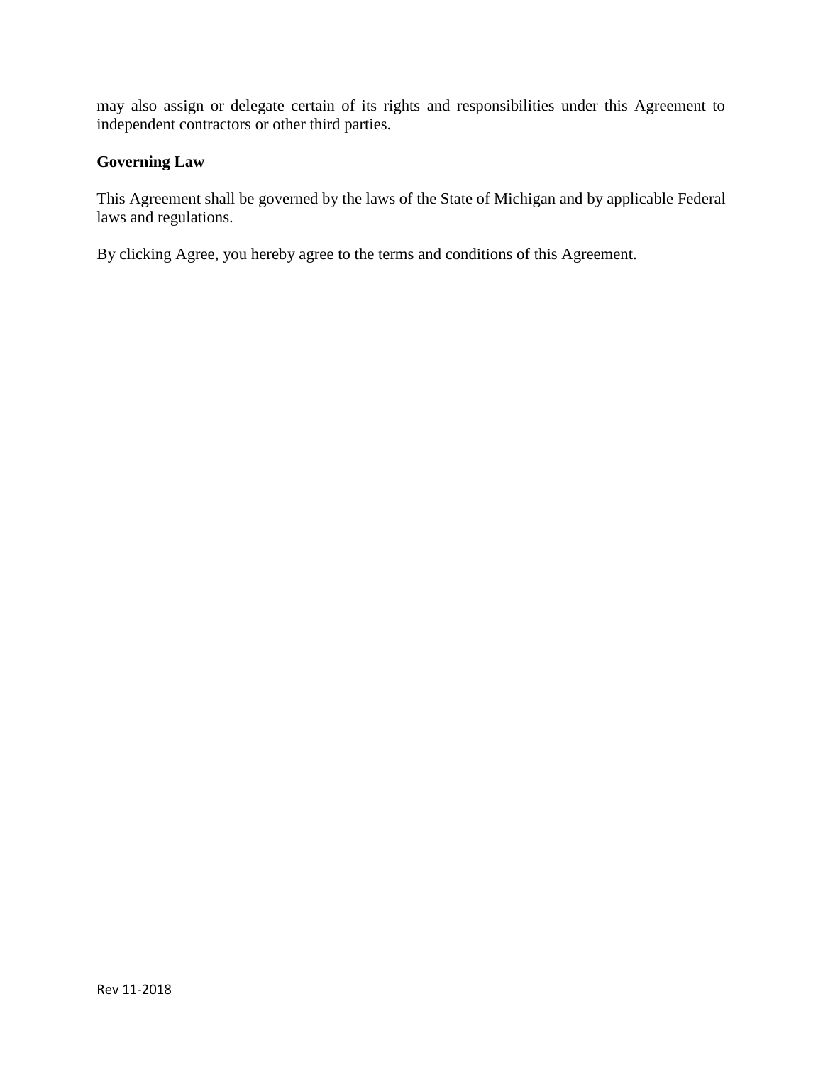may also assign or delegate certain of its rights and responsibilities under this Agreement to independent contractors or other third parties.

**Governing Law**

This Agreement shall be governed by the laws of the State of Michigan and by applicable Federal laws and regulations.

By clicking Agree, you hereby agree to the terms and conditions of this Agreement.

Rev 11-2018